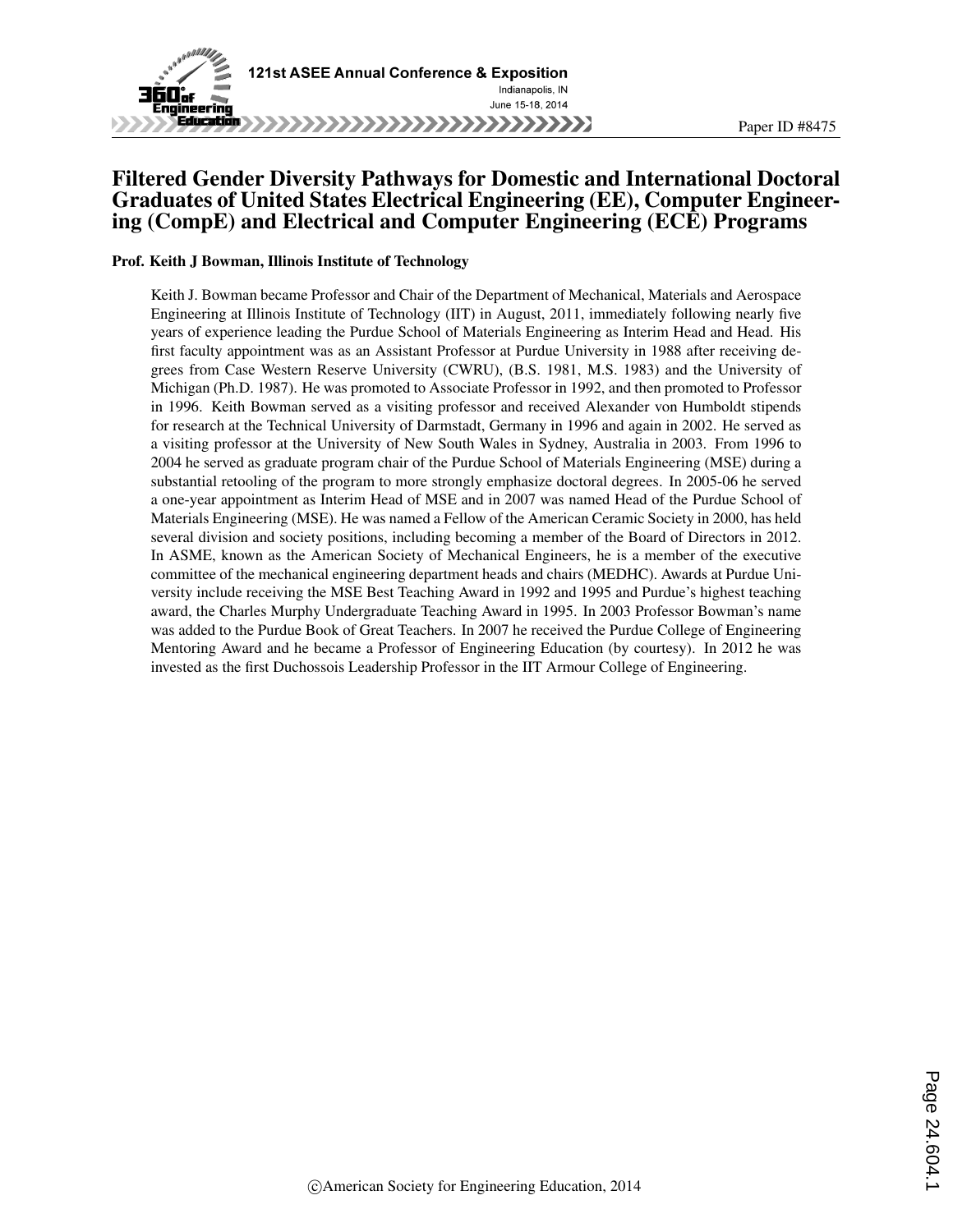Paper ID #8475

# Filtered Gender Diversity Pathways for Domestic and International Doctoral Graduates of United States Electrical Engineering (EE), Computer Engineering (CompE) and Electrical and Computer Engineering (ECE) Programs

**Prof. Keith J Bowman, Illinois Institute of Technology**

Keith J. Bowman became Professor and Chair of the Department of Mechanical, Materials and Aerospace Engineering at Illinois Institute of Technology (IIT) in August, 2011, immediately following nearly five years of experience leading the Purdue School of Materials Engineering as Interim Head and Head. His first faculty appointment was as an Assistant Professor at Purdue University in 1988 after receiving degrees from Case Western Reserve University (CWRU), (B.S. 1981, M.S. 1983) and the University of Michigan (Ph.D. 1987). He was promoted to Associate Professor in 1992, and then promoted to Professor in 1996. Keith Bowman served as a visiting professor and received Alexander von Humboldt stipends for research at the Technical University of Darmstadt, Germany in 1996 and again in 2002. He served as a visiting professor at the University of New South Wales in Sydney, Australia in 2003. From 1996 to 2004 he served as graduate program chair of the Purdue School of Materials Engineering (MSE) during a substantial retooling of the program to more strongly emphasize doctoral degrees. In 2005-06 he served a one-year appointment as Interim Head of MSE and in 2007 was named Head of the Purdue School of Materials Engineering (MSE). He was named a Fellow of the American Ceramic Society in 2000, has held several division and society positions, including becoming a member of the Board of Directors in 2012. In ASME, known as the American Society of Mechanical Engineers, he is a member of the executive committee of the mechanical engineering department heads and chairs (MEDHC). Awards at Purdue University include receiving the MSE Best Teaching Award in 1992 and 1995 and Purdue's highest teaching award, the Charles Murphy Undergraduate Teaching Award in 1995. In 2003 Professor Bowman's name was added to the Purdue Book of Great Teachers. In 2007 he received the Purdue College of Engineering Mentoring Award and he became a Professor of Engineering Education (by courtesy). In 2012 he was invested as the first Duchossois Leadership Professor in the IIT Armour College of Engineering.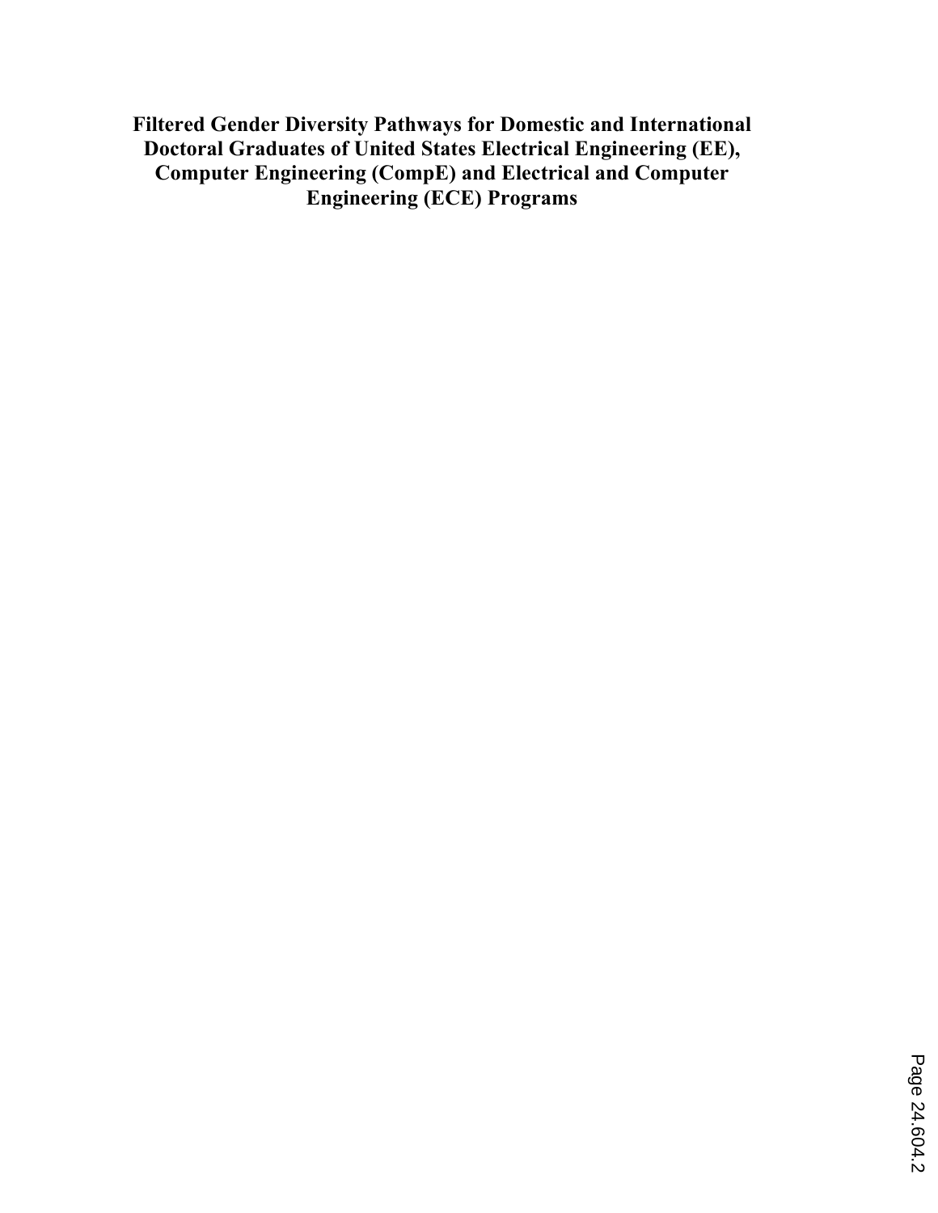# Filtered Gender Diversity Pathways for Domestic and International Doctoral Graduates of United States Electrical Engineering (EE), Computer Engineering (CompE) and Electrical and Computer Engineering (ECE) Programs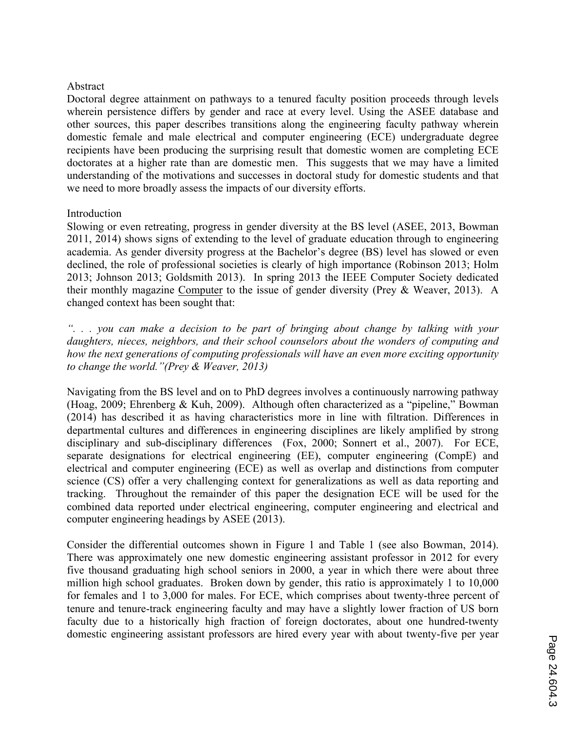## Abstract

Doctoral degree attainment on pathways to a tenured faculty position proceeds through levels wherein persistence differs by gender and race at every level. Using the ASEE database and other sources, this paper describes transitions along the engineering faculty pathway wherein domestic female and male electrical and computer engineering (ECE) undergraduate degree recipients have been producing the surprising result that domestic women are completing ECE doctorates at a higher rate than are domestic men. This suggests that we may have a limited understanding of the motivations and successes in doctoral study for domestic students and that we need to more broadly assess the impacts of our diversity efforts.

## Introduction

Slowing or even retreating, progress in gender diversity at the BS level (ASEE, 2013, Bowman 2011, 2014) shows signs of extending to the level of graduate education through to engineering academia. As gender diversity progress at the Bachelor's degree (BS) level has slowed or even declined, the role of professional societies is clearly of high importance (Robinson 2013; Holm 2013; Johnson 2013; Goldsmith 2013). In spring 2013 the IEEE Computer Society dedicated their monthly magazine Computer to the issue of gender diversity (Prey & Weaver, 2013). A changed context has been sought that:

*". . . you can make a decision to be part of bringing about change by talking with your daughters, nieces, neighbors, and their school counselors about the wonders of computing and how the next generations of computing professionals will have an even more exciting opportunity to change the world."(Prey & Weaver, 2013)*

Navigating from the BS level and on to PhD degrees involves a continuously narrowing pathway (Hoag, 2009; Ehrenberg & Kuh, 2009). Although often characterized as a "pipeline," Bowman (2014) has described it as having characteristics more in line with filtration. Differences in departmental cultures and differences in engineering disciplines are likely amplified by strong disciplinary and sub-disciplinary differences (Fox, 2000; Sonnert et al., 2007). For ECE, separate designations for electrical engineering (EE), computer engineering (CompE) and electrical and computer engineering (ECE) as well as overlap and distinctions from computer science (CS) offer a very challenging context for generalizations as well as data reporting and tracking. Throughout the remainder of this paper the designation ECE will be used for the combined data reported under electrical engineering, computer engineering and electrical and computer engineering headings by ASEE (2013).

Consider the differential outcomes shown in Figure 1 and Table 1 (see also Bowman, 2014). There was approximately one new domestic engineering assistant professor in 2012 for every five thousand graduating high school seniors in 2000, a year in which there were about three million high school graduates. Broken down by gender, this ratio is approximately 1 to 10,000 for females and 1 to 3,000 for males. For ECE, which comprises about twenty-three percent of tenure and tenure-track engineering faculty and may have a slightly lower fraction of US born faculty due to a historically high fraction of foreign doctorates, about one hundred-twenty domestic engineering assistant professors are hired every year with about twenty-five per year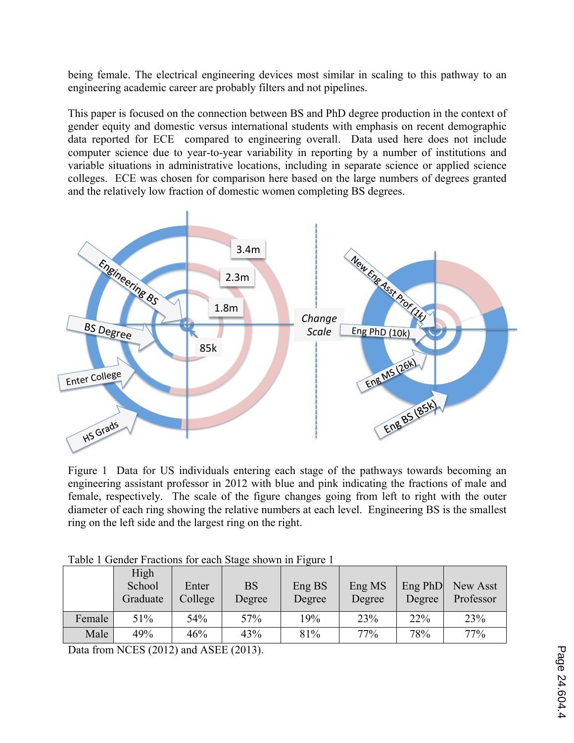being female. The electrical engineering devices most similar in scaling to this pathway to an engineering academic career are probably filters and not pipelines.

This paper is focused on the connection between BS and PhD degree production in the context of gender equity and domestic versus international students with emphasis on recent demographic data reported for ECE compared to engineering overall. Data used here does not include computer science due to year-to-year variability in reporting by a number of institutions and variable situations in administrative locations, including in separate science or applied science colleges. ECE was chosen for comparison here based on the large numbers of degrees granted and the relatively low fraction of domestic women completing BS degrees.

Figure 1 Data for US individuals entering each stage of the pathways towards becoming an engineering assistant professor in 2012 with blue and pink indicating the fractions of male and female, respectively. The scale of the figure changes going from left to right with the outer diameter of each ring showing the relative numbers at each level. Engineering BS is the smallest ring on the left side and the largest ring on the right.

Table 1 Gender Fractions for each Stage shown in Figure 1

| | High School Graduate | Enter College | BS Degree | Eng BS Degree | Eng MS Degree | Eng PhD Degree | New Asst Professor |
|---|---|---|---|---|---|---|---|
| Female | 51% | 54% | 57% | 19% | 23% | 22% | 23% |
| Male | 49% | 46% | 43% | 81% | 77% | 78% | 77% |

Data from NCES (2012) and ASEE (2013).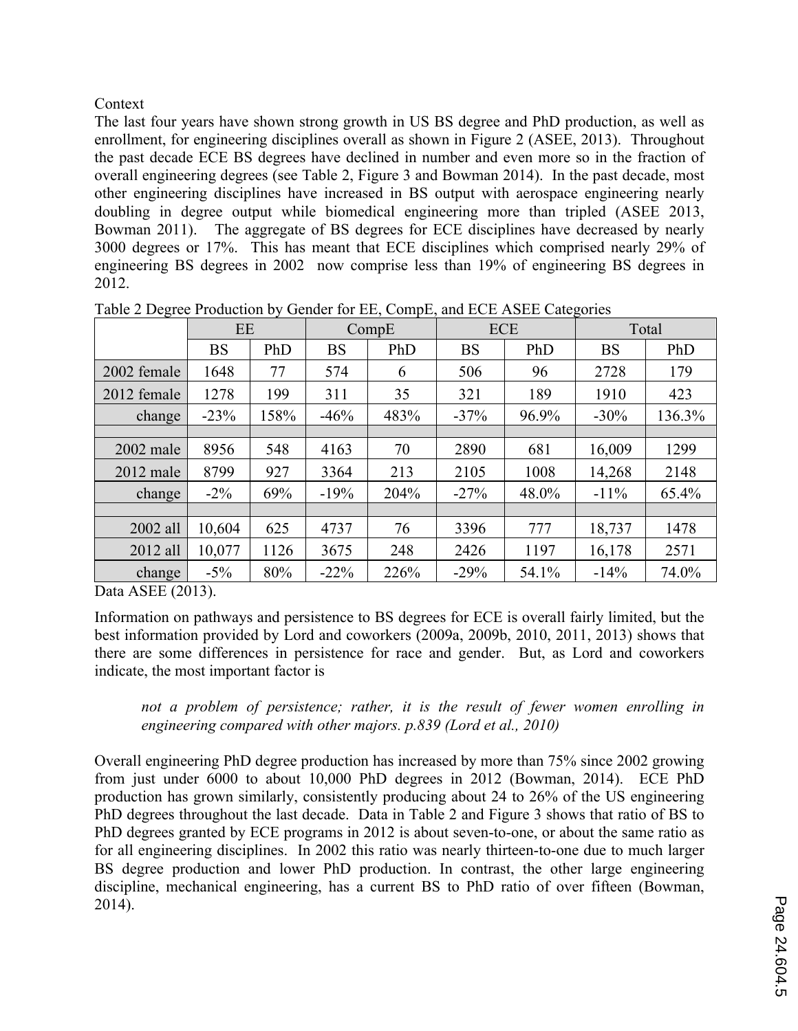Context

The last four years have shown strong growth in US BS degree and PhD production, as well as enrollment, for engineering disciplines overall as shown in Figure 2 (ASEE, 2013). Throughout the past decade ECE BS degrees have declined in number and even more so in the fraction of overall engineering degrees (see Table 2, Figure 3 and Bowman 2014). In the past decade, most other engineering disciplines have increased in BS output with aerospace engineering nearly doubling in degree output while biomedical engineering more than tripled (ASEE 2013, Bowman 2011). The aggregate of BS degrees for ECE disciplines have decreased by nearly 3000 degrees or 17%. This has meant that ECE disciplines which comprised nearly 29% of engineering BS degrees in 2002 now comprise less than 19% of engineering BS degrees in 2012.

Table 2 Degree Production by Gender for EE, CompE, and ECE ASEE Categories

| | EE | | CompE | | ECE | | Total | |
|---|---|---|---|---|---|---|---|---|
| | BS | PhD | BS | PhD | BS | PhD | BS | PhD |
| 2002 female | 1648 | 77 | 574 | 6 | 506 | 96 | 2728 | 179 |
| 2012 female | 1278 | 199 | 311 | 35 | 321 | 189 | 1910 | 423 |
| change | -23% | 158% | -46% | 483% | -37% | 96.9% | -30% | 136.3% |
| | | | | | | | | |
| 2002 male | 8956 | 548 | 4163 | 70 | 2890 | 681 | 16,009 | 1299 |
| 2012 male | 8799 | 927 | 3364 | 213 | 2105 | 1008 | 14,268 | 2148 |
| change | -2% | 69% | -19% | 204% | -27% | 48.0% | -11% | 65.4% |
| | | | | | | | | |
| 2002 all | 10,604 | 625 | 4737 | 76 | 3396 | 777 | 18,737 | 1478 |
| 2012 all | 10,077 | 1126 | 3675 | 248 | 2426 | 1197 | 16,178 | 2571 |
| change | -5% | 80% | -22% | 226% | -29% | 54.1% | -14% | 74.0% |

Data ASEE (2013).

Information on pathways and persistence to BS degrees for ECE is overall fairly limited, but the best information provided by Lord and coworkers (2009a, 2009b, 2010, 2011, 2013) shows that there are some differences in persistence for race and gender. But, as Lord and coworkers indicate, the most important factor is

> *not a problem of persistence; rather, it is the result of fewer women enrolling in engineering compared with other majors. p.839 (Lord et al., 2010)*

Overall engineering PhD degree production has increased by more than 75% since 2002 growing from just under 6000 to about 10,000 PhD degrees in 2012 (Bowman, 2014). ECE PhD production has grown similarly, consistently producing about 24 to 26% of the US engineering PhD degrees throughout the last decade. Data in Table 2 and Figure 3 shows that ratio of BS to PhD degrees granted by ECE programs in 2012 is about seven-to-one, or about the same ratio as for all engineering disciplines. In 2002 this ratio was nearly thirteen-to-one due to much larger BS degree production and lower PhD production. In contrast, the other large engineering discipline, mechanical engineering, has a current BS to PhD ratio of over fifteen (Bowman, 2014).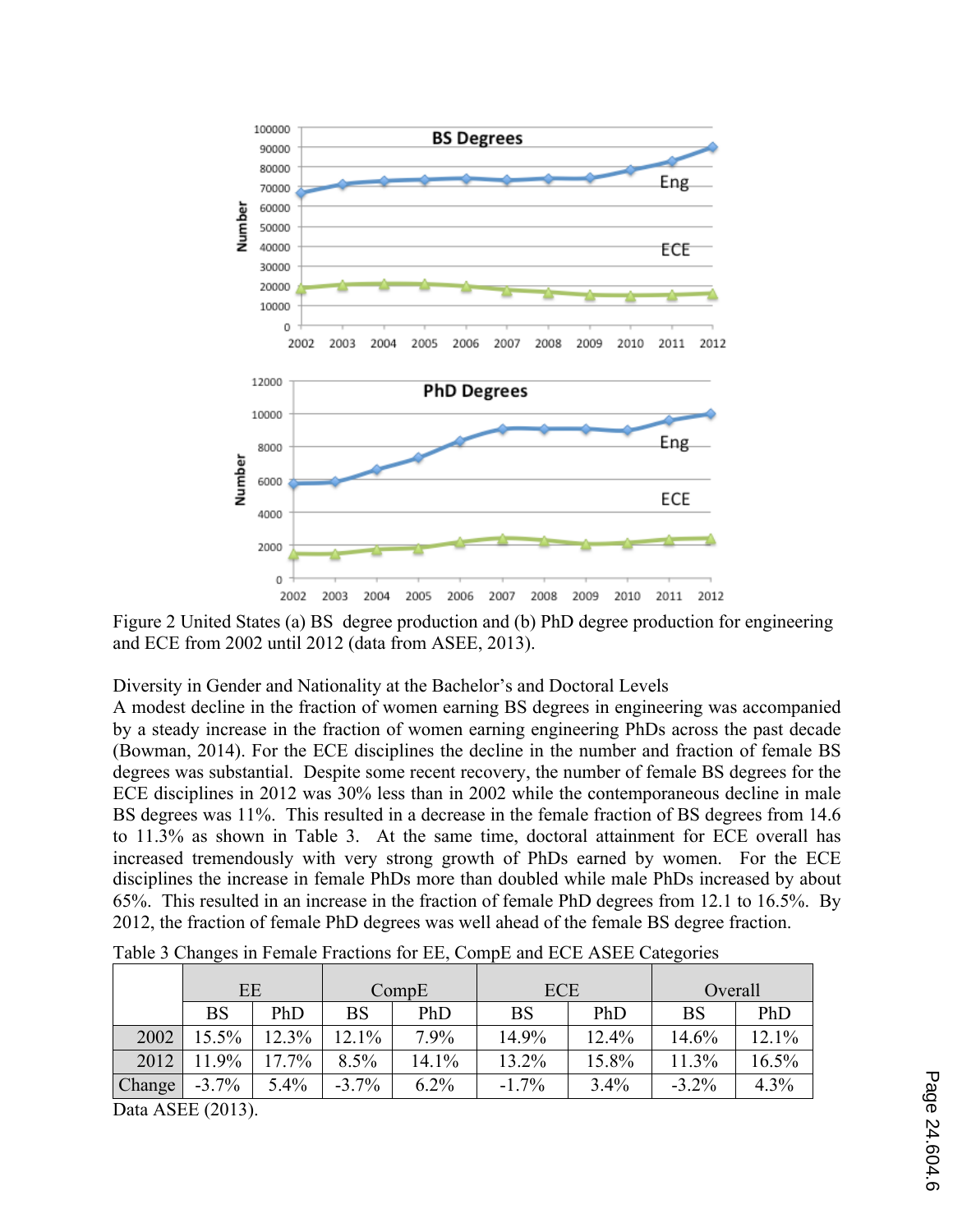Figure 2 United States (a) BS degree production and (b) PhD degree production for engineering and ECE from 2002 until 2012 (data from ASEE, 2013).

Diversity in Gender and Nationality at the Bachelor's and Doctoral Levels

A modest decline in the fraction of women earning BS degrees in engineering was accompanied by a steady increase in the fraction of women earning engineering PhDs across the past decade (Bowman, 2014). For the ECE disciplines the decline in the number and fraction of female BS degrees was substantial. Despite some recent recovery, the number of female BS degrees for the ECE disciplines in 2012 was 30% less than in 2002 while the contemporaneous decline in male BS degrees was 11%. This resulted in a decrease in the female fraction of BS degrees from 14.6 to 11.3% as shown in Table 3. At the same time, doctoral attainment for ECE overall has increased tremendously with very strong growth of PhDs earned by women. For the ECE disciplines the increase in female PhDs more than doubled while male PhDs increased by about 65%. This resulted in an increase in the fraction of female PhD degrees from 12.1 to 16.5%. By 2012, the fraction of female PhD degrees was well ahead of the female BS degree fraction.

Table 3 Changes in Female Fractions for EE, CompE and ECE ASEE Categories

| | EE | | CompE | | ECE | | Overall | |
|---|---|---|---|---|---|---|---|---|
| | BS | PhD | BS | PhD | BS | PhD | BS | PhD |
| 2002 | 15.5% | 12.3% | 12.1% | 7.9% | 14.9% | 12.4% | 14.6% | 12.1% |
| 2012 | 11.9% | 17.7% | 8.5% | 14.1% | 13.2% | 15.8% | 11.3% | 16.5% |
| Change | -3.7% | 5.4% | -3.7% | 6.2% | -1.7% | 3.4% | -3.2% | 4.3% |

Data ASEE (2013).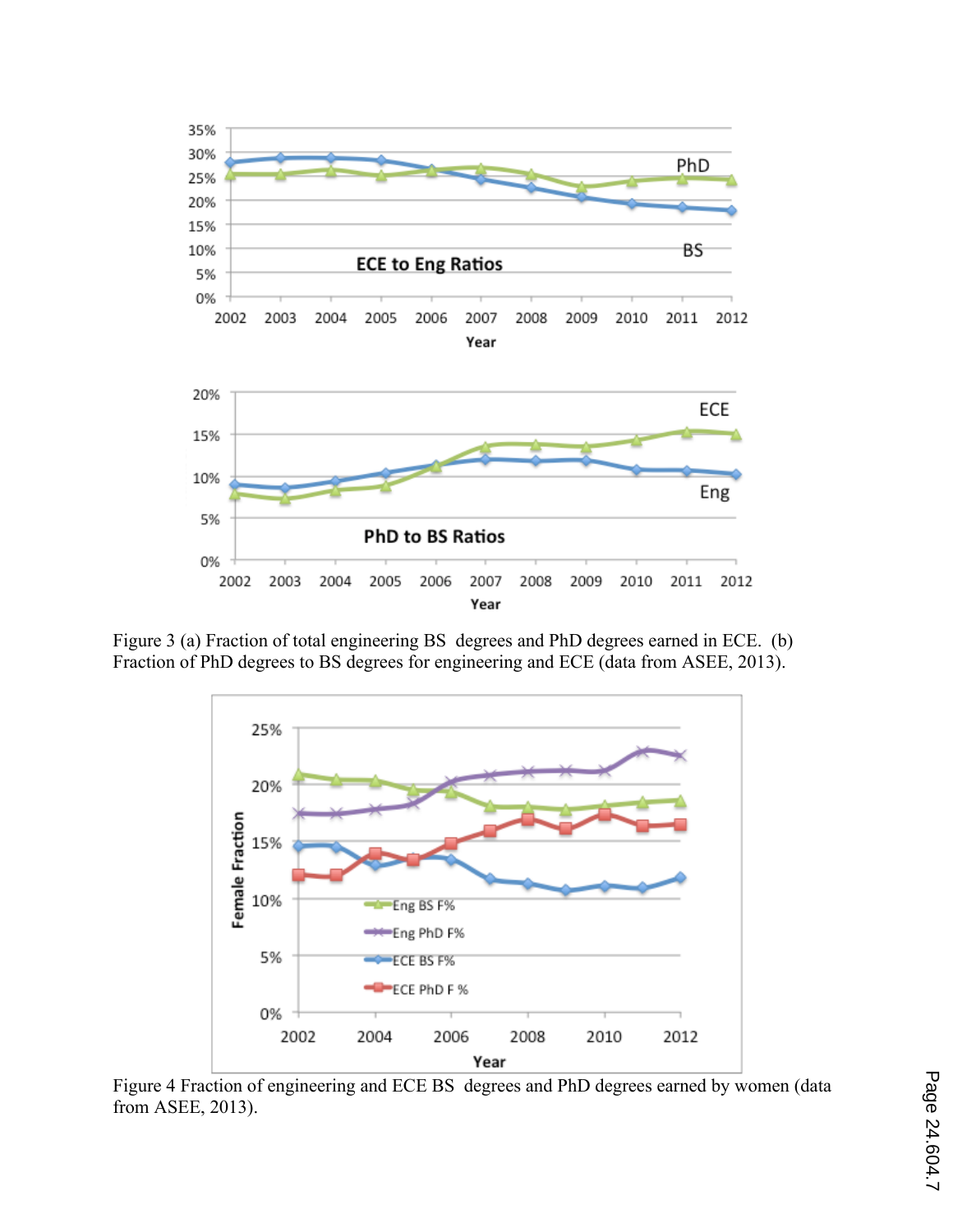Figure 3 (a) Fraction of total engineering BS degrees and PhD degrees earned in ECE. (b) Fraction of PhD degrees to BS degrees for engineering and ECE (data from ASEE, 2013).

Figure 4 Fraction of engineering and ECE BS degrees and PhD degrees earned by women (data from ASEE, 2013).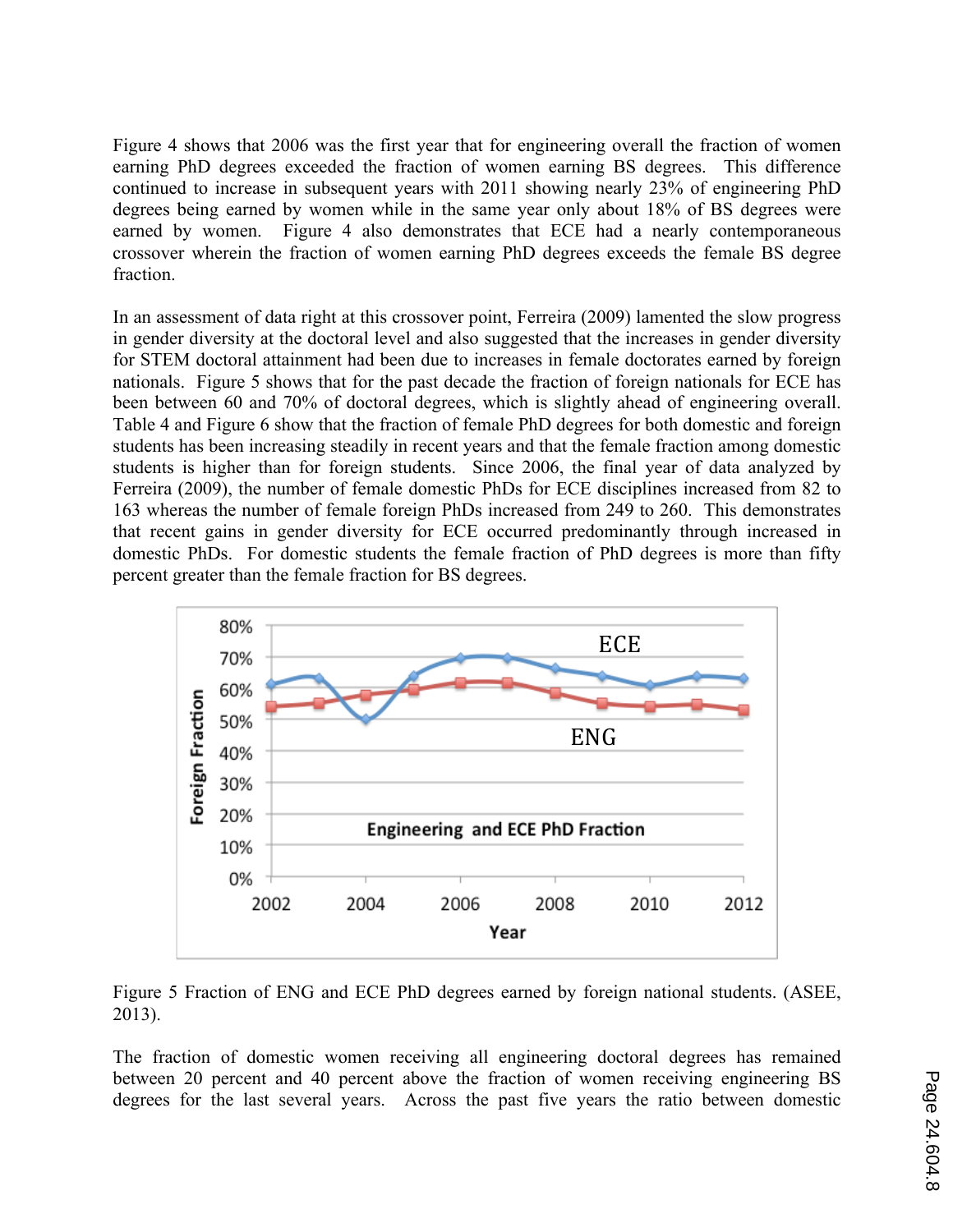Figure 4 shows that 2006 was the first year that for engineering overall the fraction of women earning PhD degrees exceeded the fraction of women earning BS degrees. This difference continued to increase in subsequent years with 2011 showing nearly 23% of engineering PhD degrees being earned by women while in the same year only about 18% of BS degrees were earned by women. Figure 4 also demonstrates that ECE had a nearly contemporaneous crossover wherein the fraction of women earning PhD degrees exceeds the female BS degree fraction.

In an assessment of data right at this crossover point, Ferreira (2009) lamented the slow progress in gender diversity at the doctoral level and also suggested that the increases in gender diversity for STEM doctoral attainment had been due to increases in female doctorates earned by foreign nationals. Figure 5 shows that for the past decade the fraction of foreign nationals for ECE has been between 60 and 70% of doctoral degrees, which is slightly ahead of engineering overall. Table 4 and Figure 6 show that the fraction of female PhD degrees for both domestic and foreign students has been increasing steadily in recent years and that the female fraction among domestic students is higher than for foreign students. Since 2006, the final year of data analyzed by Ferreira (2009), the number of female domestic PhDs for ECE disciplines increased from 82 to 163 whereas the number of female foreign PhDs increased from 249 to 260. This demonstrates that recent gains in gender diversity for ECE occurred predominantly through increased in domestic PhDs. For domestic students the female fraction of PhD degrees is more than fifty percent greater than the female fraction for BS degrees.

Figure 5 Fraction of ENG and ECE PhD degrees earned by foreign national students. (ASEE, 2013).

The fraction of domestic women receiving all engineering doctoral degrees has remained between 20 percent and 40 percent above the fraction of women receiving engineering BS degrees for the last several years. Across the past five years the ratio between domestic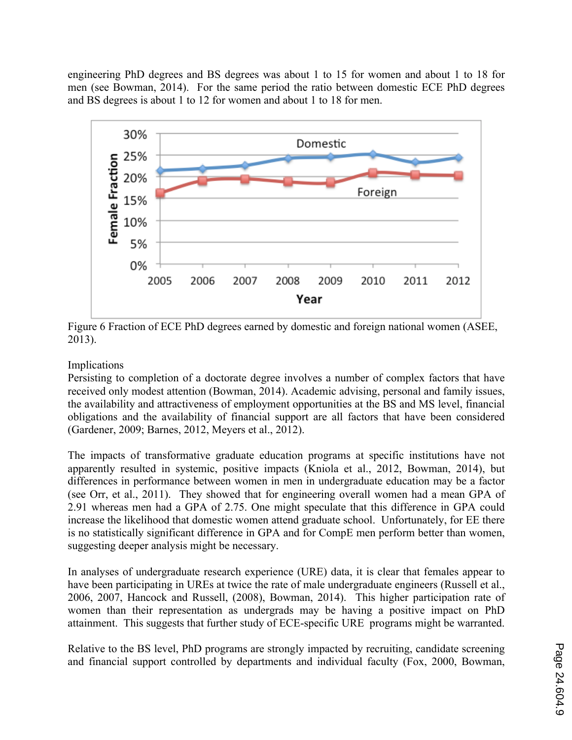engineering PhD degrees and BS degrees was about 1 to 15 for women and about 1 to 18 for men (see Bowman, 2014). For the same period the ratio between domestic ECE PhD degrees and BS degrees is about 1 to 12 for women and about 1 to 18 for men.

Figure 6 Fraction of ECE PhD degrees earned by domestic and foreign national women (ASEE, 2013).

Implications

Persisting to completion of a doctorate degree involves a number of complex factors that have received only modest attention (Bowman, 2014). Academic advising, personal and family issues, the availability and attractiveness of employment opportunities at the BS and MS level, financial obligations and the availability of financial support are all factors that have been considered (Gardener, 2009; Barnes, 2012, Meyers et al., 2012).

The impacts of transformative graduate education programs at specific institutions have not apparently resulted in systemic, positive impacts (Kniola et al., 2012, Bowman, 2014), but differences in performance between women in men in undergraduate education may be a factor (see Orr, et al., 2011). They showed that for engineering overall women had a mean GPA of 2.91 whereas men had a GPA of 2.75. One might speculate that this difference in GPA could increase the likelihood that domestic women attend graduate school. Unfortunately, for EE there is no statistically significant difference in GPA and for CompE men perform better than women, suggesting deeper analysis might be necessary.

In analyses of undergraduate research experience (URE) data, it is clear that females appear to have been participating in UREs at twice the rate of male undergraduate engineers (Russell et al., 2006, 2007, Hancock and Russell, (2008), Bowman, 2014). This higher participation rate of women than their representation as undergrads may be having a positive impact on PhD attainment. This suggests that further study of ECE-specific URE programs might be warranted.

Relative to the BS level, PhD programs are strongly impacted by recruiting, candidate screening and financial support controlled by departments and individual faculty (Fox, 2000, Bowman,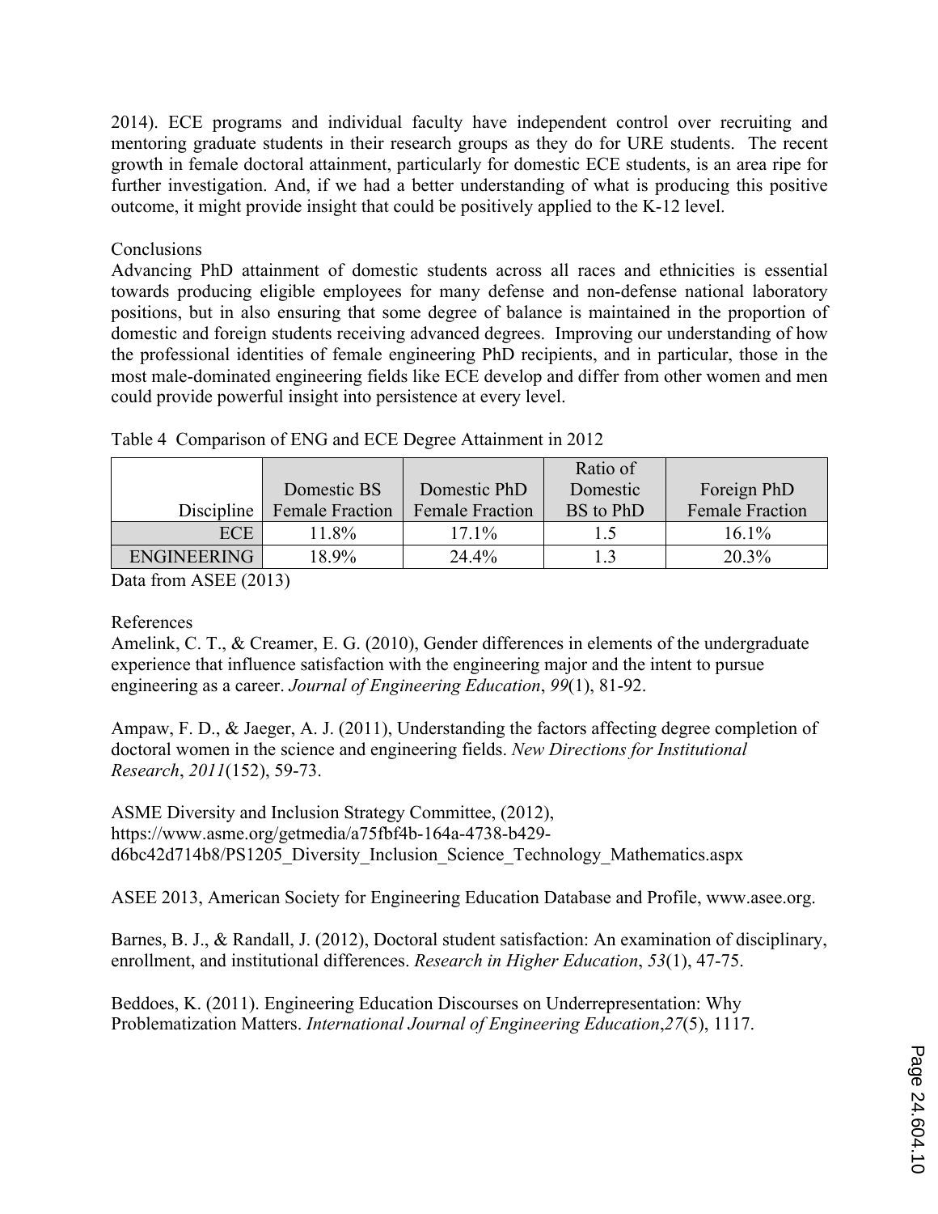2014). ECE programs and individual faculty have independent control over recruiting and mentoring graduate students in their research groups as they do for URE students. The recent growth in female doctoral attainment, particularly for domestic ECE students, is an area ripe for further investigation. And, if we had a better understanding of what is producing this positive outcome, it might provide insight that could be positively applied to the K-12 level.

## Conclusions

Advancing PhD attainment of domestic students across all races and ethnicities is essential towards producing eligible employees for many defense and non-defense national laboratory positions, but in also ensuring that some degree of balance is maintained in the proportion of domestic and foreign students receiving advanced degrees. Improving our understanding of how the professional identities of female engineering PhD recipients, and in particular, those in the most male-dominated engineering fields like ECE develop and differ from other women and men could provide powerful insight into persistence at every level.

Table 4 Comparison of ENG and ECE Degree Attainment in 2012

| Discipline | Domestic BS Female Fraction | Domestic PhD Female Fraction | Ratio of Domestic BS to PhD | Foreign PhD Female Fraction |
|---|---|---|---|---|
| ECE | 11.8% | 17.1% | 1.5 | 16.1% |
| ENGINEERING | 18.9% | 24.4% | 1.3 | 20.3% |

Data from ASEE (2013)

## References

Amelink, C. T., & Creamer, E. G. (2010), Gender differences in elements of the undergraduate experience that influence satisfaction with the engineering major and the intent to pursue engineering as a career. *Journal of Engineering Education*, *99*(1), 81-92.

Ampaw, F. D., & Jaeger, A. J. (2011), Understanding the factors affecting degree completion of doctoral women in the science and engineering fields. *New Directions for Institutional Research*, *2011*(152), 59-73.

ASME Diversity and Inclusion Strategy Committee, (2012), https://www.asme.org/getmedia/a75fbf4b-164a-4738-b429-d6bc42d714b8/PS1205_Diversity_Inclusion_Science_Technology_Mathematics.aspx

ASEE 2013, American Society for Engineering Education Database and Profile, www.asee.org.

Barnes, B. J., & Randall, J. (2012), Doctoral student satisfaction: An examination of disciplinary, enrollment, and institutional differences. *Research in Higher Education*, *53*(1), 47-75.

Beddoes, K. (2011). Engineering Education Discourses on Underrepresentation: Why Problematization Matters. *International Journal of Engineering Education*,*27*(5), 1117.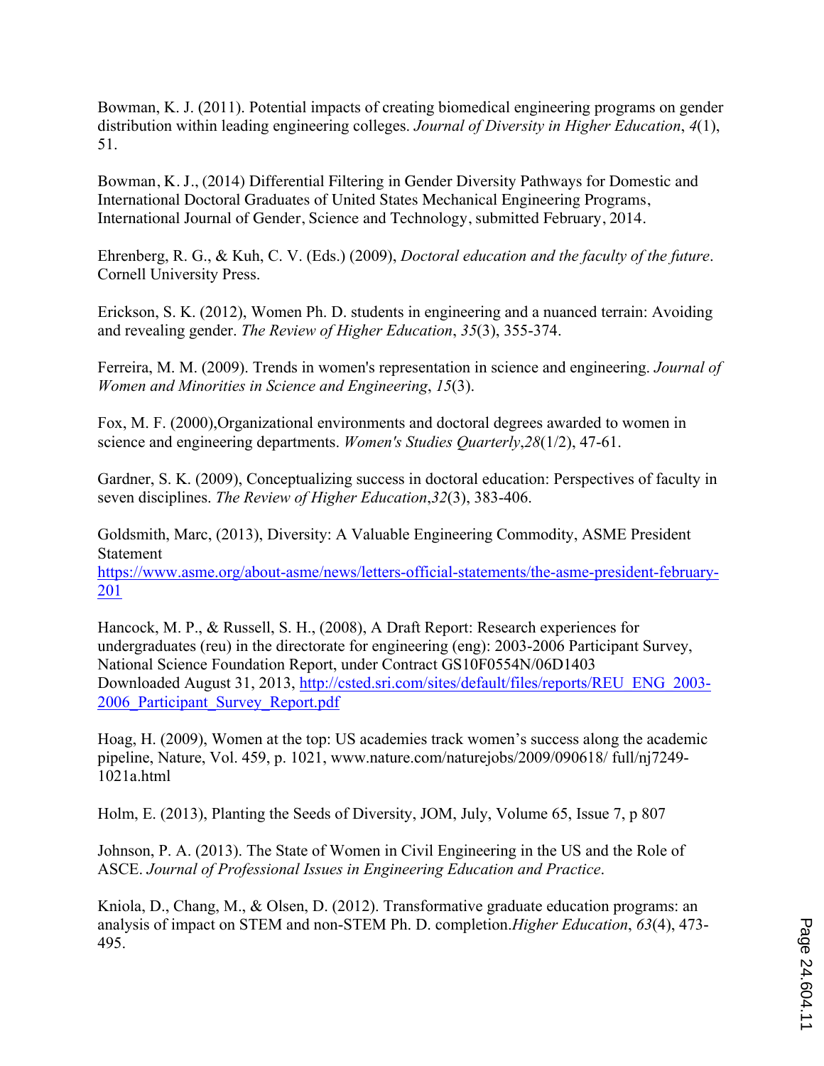Bowman, K. J. (2011). Potential impacts of creating biomedical engineering programs on gender distribution within leading engineering colleges. *Journal of Diversity in Higher Education*, *4*(1), 51.

Bowman, K. J., (2014) Differential Filtering in Gender Diversity Pathways for Domestic and International Doctoral Graduates of United States Mechanical Engineering Programs, International Journal of Gender, Science and Technology, submitted February, 2014.

Ehrenberg, R. G., & Kuh, C. V. (Eds.) (2009), *Doctoral education and the faculty of the future*. Cornell University Press.

Erickson, S. K. (2012), Women Ph. D. students in engineering and a nuanced terrain: Avoiding and revealing gender. *The Review of Higher Education*, *35*(3), 355-374.

Ferreira, M. M. (2009). Trends in women's representation in science and engineering. *Journal of Women and Minorities in Science and Engineering*, *15*(3).

Fox, M. F. (2000),Organizational environments and doctoral degrees awarded to women in science and engineering departments. *Women's Studies Quarterly*,*28*(1/2), 47-61.

Gardner, S. K. (2009), Conceptualizing success in doctoral education: Perspectives of faculty in seven disciplines. *The Review of Higher Education*,*32*(3), 383-406.

Goldsmith, Marc, (2013), Diversity: A Valuable Engineering Commodity, ASME President Statement
https://www.asme.org/about-asme/news/letters-official-statements/the-asme-president-february-201

Hancock, M. P., & Russell, S. H., (2008), A Draft Report: Research experiences for undergraduates (reu) in the directorate for engineering (eng): 2003-2006 Participant Survey, National Science Foundation Report, under Contract GS10F0554N/06D1403
Downloaded August 31, 2013, http://csted.sri.com/sites/default/files/reports/REU_ENG_2003-2006_Participant_Survey_Report.pdf

Hoag, H. (2009), Women at the top: US academies track women's success along the academic pipeline, Nature, Vol. 459, p. 1021, www.nature.com/naturejobs/2009/090618/ full/nj7249-1021a.html

Holm, E. (2013), Planting the Seeds of Diversity, JOM, July, Volume 65, Issue 7, p 807

Johnson, P. A. (2013). The State of Women in Civil Engineering in the US and the Role of ASCE. *Journal of Professional Issues in Engineering Education and Practice*.

Kniola, D., Chang, M., & Olsen, D. (2012). Transformative graduate education programs: an analysis of impact on STEM and non-STEM Ph. D. completion.*Higher Education*, *63*(4), 473-495.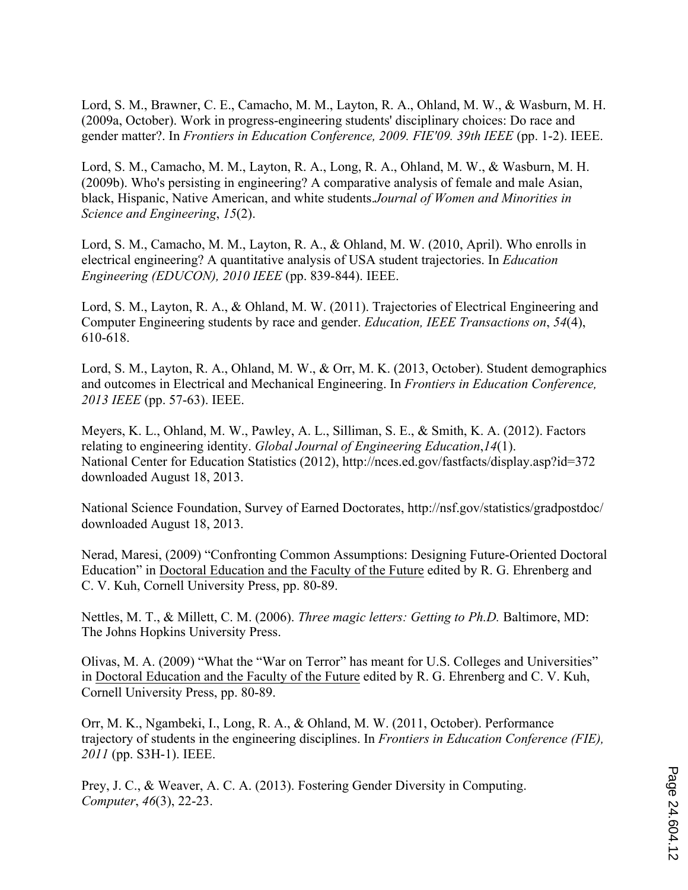Lord, S. M., Brawner, C. E., Camacho, M. M., Layton, R. A., Ohland, M. W., & Wasburn, M. H. (2009a, October). Work in progress-engineering students' disciplinary choices: Do race and gender matter?. In *Frontiers in Education Conference, 2009. FIE'09. 39th IEEE* (pp. 1-2). IEEE.

Lord, S. M., Camacho, M. M., Layton, R. A., Long, R. A., Ohland, M. W., & Wasburn, M. H. (2009b). Who's persisting in engineering? A comparative analysis of female and male Asian, black, Hispanic, Native American, and white students.*Journal of Women and Minorities in Science and Engineering*, *15*(2).

Lord, S. M., Camacho, M. M., Layton, R. A., & Ohland, M. W. (2010, April). Who enrolls in electrical engineering? A quantitative analysis of USA student trajectories. In *Education Engineering (EDUCON), 2010 IEEE* (pp. 839-844). IEEE.

Lord, S. M., Layton, R. A., & Ohland, M. W. (2011). Trajectories of Electrical Engineering and Computer Engineering students by race and gender. *Education, IEEE Transactions on*, *54*(4), 610-618.

Lord, S. M., Layton, R. A., Ohland, M. W., & Orr, M. K. (2013, October). Student demographics and outcomes in Electrical and Mechanical Engineering. In *Frontiers in Education Conference, 2013 IEEE* (pp. 57-63). IEEE.

Meyers, K. L., Ohland, M. W., Pawley, A. L., Silliman, S. E., & Smith, K. A. (2012). Factors relating to engineering identity. *Global Journal of Engineering Education*,*14*(1).
National Center for Education Statistics (2012), http://nces.ed.gov/fastfacts/display.asp?id=372 downloaded August 18, 2013.

National Science Foundation, Survey of Earned Doctorates, http://nsf.gov/statistics/gradpostdoc/ downloaded August 18, 2013.

Nerad, Maresi, (2009) "Confronting Common Assumptions: Designing Future-Oriented Doctoral Education" in Doctoral Education and the Faculty of the Future edited by R. G. Ehrenberg and C. V. Kuh, Cornell University Press, pp. 80-89.

Nettles, M. T., & Millett, C. M. (2006). *Three magic letters: Getting to Ph.D.* Baltimore, MD: The Johns Hopkins University Press.

Olivas, M. A. (2009) "What the "War on Terror" has meant for U.S. Colleges and Universities" in Doctoral Education and the Faculty of the Future edited by R. G. Ehrenberg and C. V. Kuh, Cornell University Press, pp. 80-89.

Orr, M. K., Ngambeki, I., Long, R. A., & Ohland, M. W. (2011, October). Performance trajectory of students in the engineering disciplines. In *Frontiers in Education Conference (FIE), 2011* (pp. S3H-1). IEEE.

Prey, J. C., & Weaver, A. C. A. (2013). Fostering Gender Diversity in Computing. *Computer*, *46*(3), 22-23.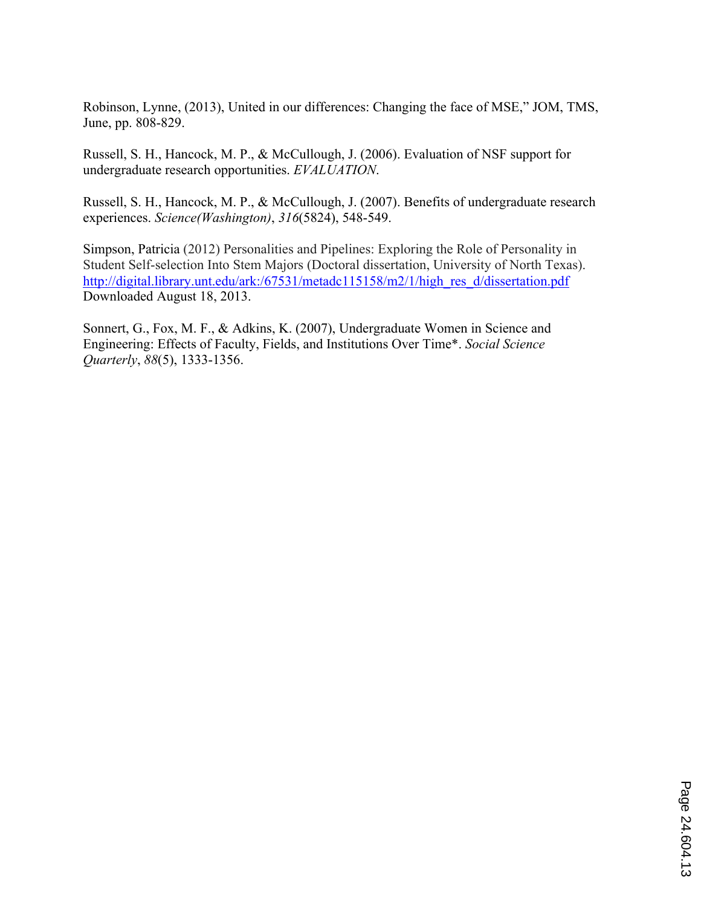Robinson, Lynne, (2013), United in our differences: Changing the face of MSE," JOM, TMS, June, pp. 808-829.

Russell, S. H., Hancock, M. P., & McCullough, J. (2006). Evaluation of NSF support for undergraduate research opportunities. *EVALUATION*.

Russell, S. H., Hancock, M. P., & McCullough, J. (2007). Benefits of undergraduate research experiences. *Science(Washington)*, *316*(5824), 548-549.

Simpson, Patricia (2012) Personalities and Pipelines: Exploring the Role of Personality in Student Self-selection Into Stem Majors (Doctoral dissertation, University of North Texas). http://digital.library.unt.edu/ark:/67531/metadc115158/m2/1/high_res_d/dissertation.pdf Downloaded August 18, 2013.

Sonnert, G., Fox, M. F., & Adkins, K. (2007), Undergraduate Women in Science and Engineering: Effects of Faculty, Fields, and Institutions Over Time*. *Social Science Quarterly*, *88*(5), 1333-1356.